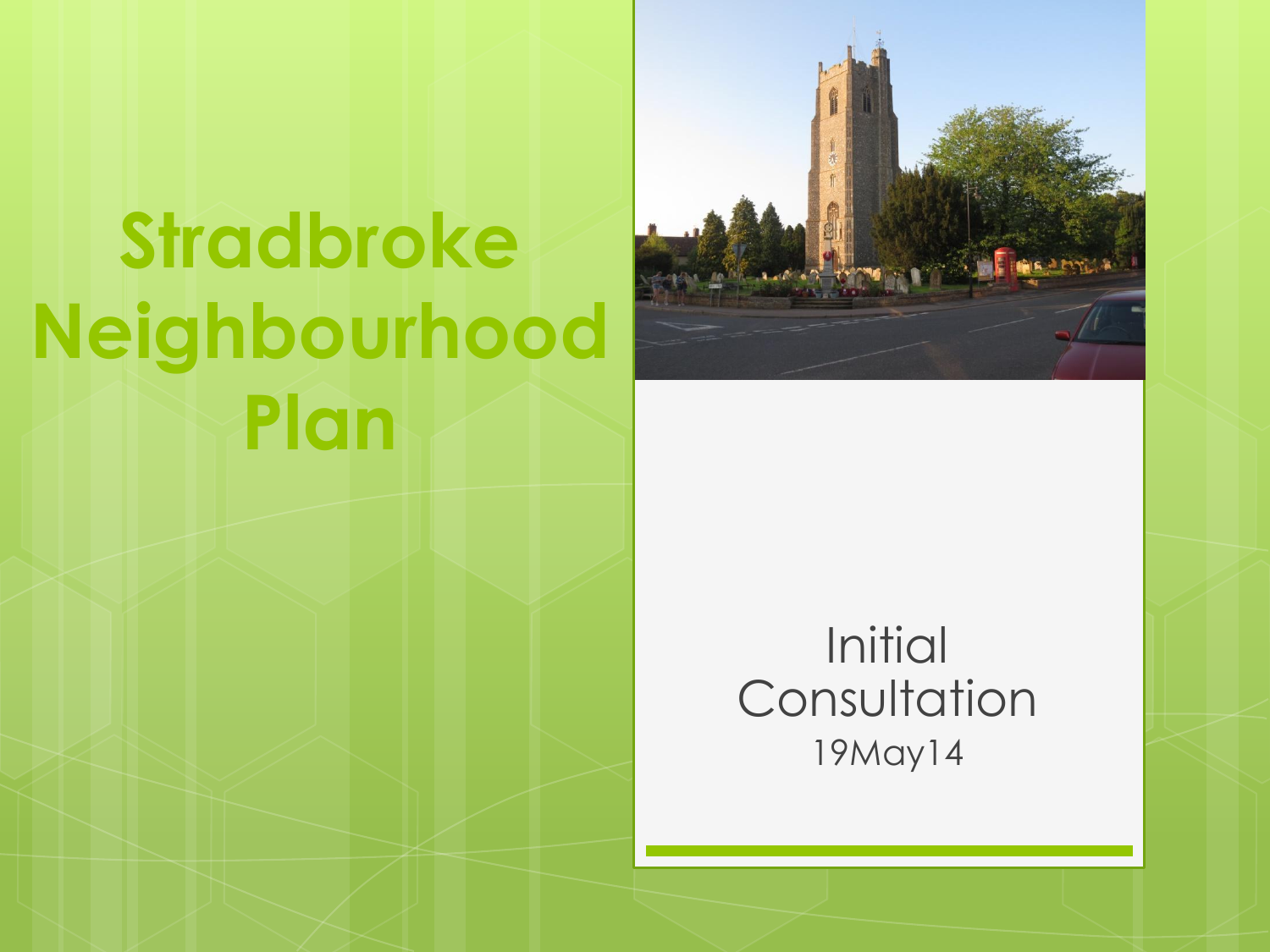# Stradbroke Neighbourhood Plan

Initial Consultation

19May14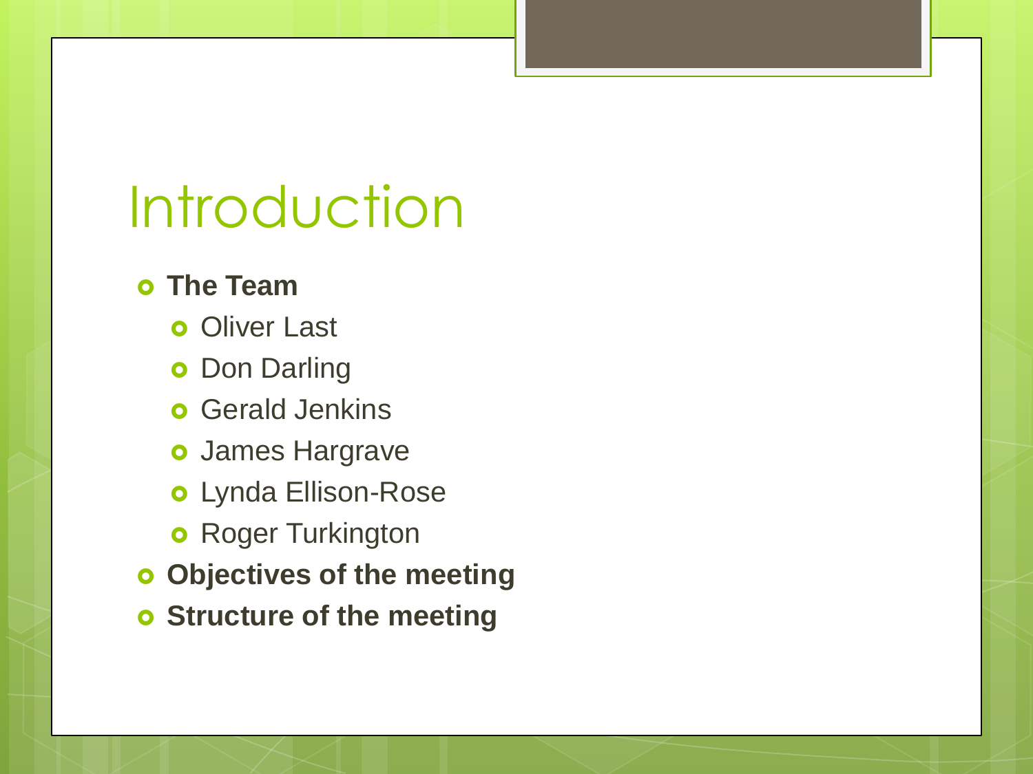# Introduction

- **The Team**
  - Oliver Last
  - Don Darling
  - Gerald Jenkins
  - James Hargrave
  - Lynda Ellison-Rose
  - Roger Turkington
- **Objectives of the meeting**
- **Structure of the meeting**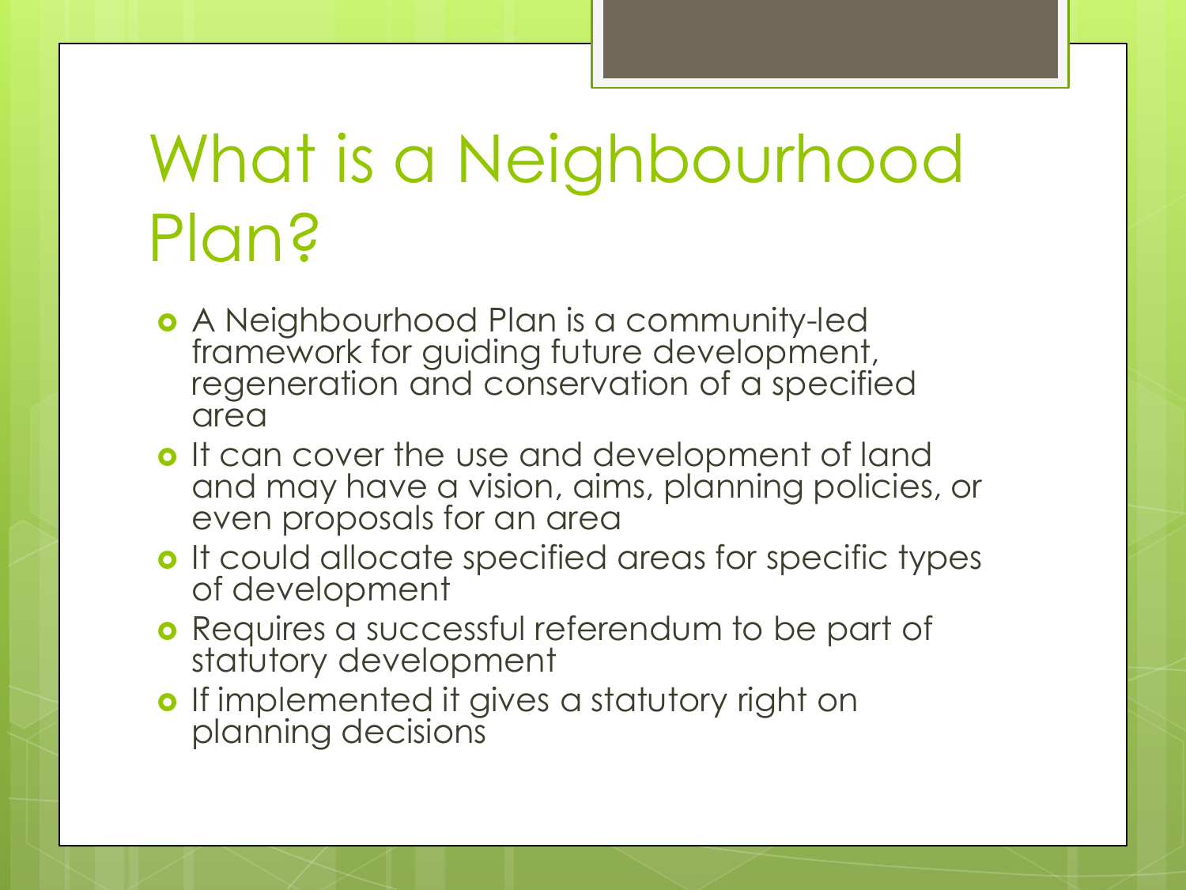# What is a Neighbourhood Plan?

- A Neighbourhood Plan is a community-led framework for guiding future development, regeneration and conservation of a specified area
- It can cover the use and development of land and may have a vision, aims, planning policies, or even proposals for an area
- It could allocate specified areas for specific types of development
- Requires a successful referendum to be part of statutory development
- If implemented it gives a statutory right on planning decisions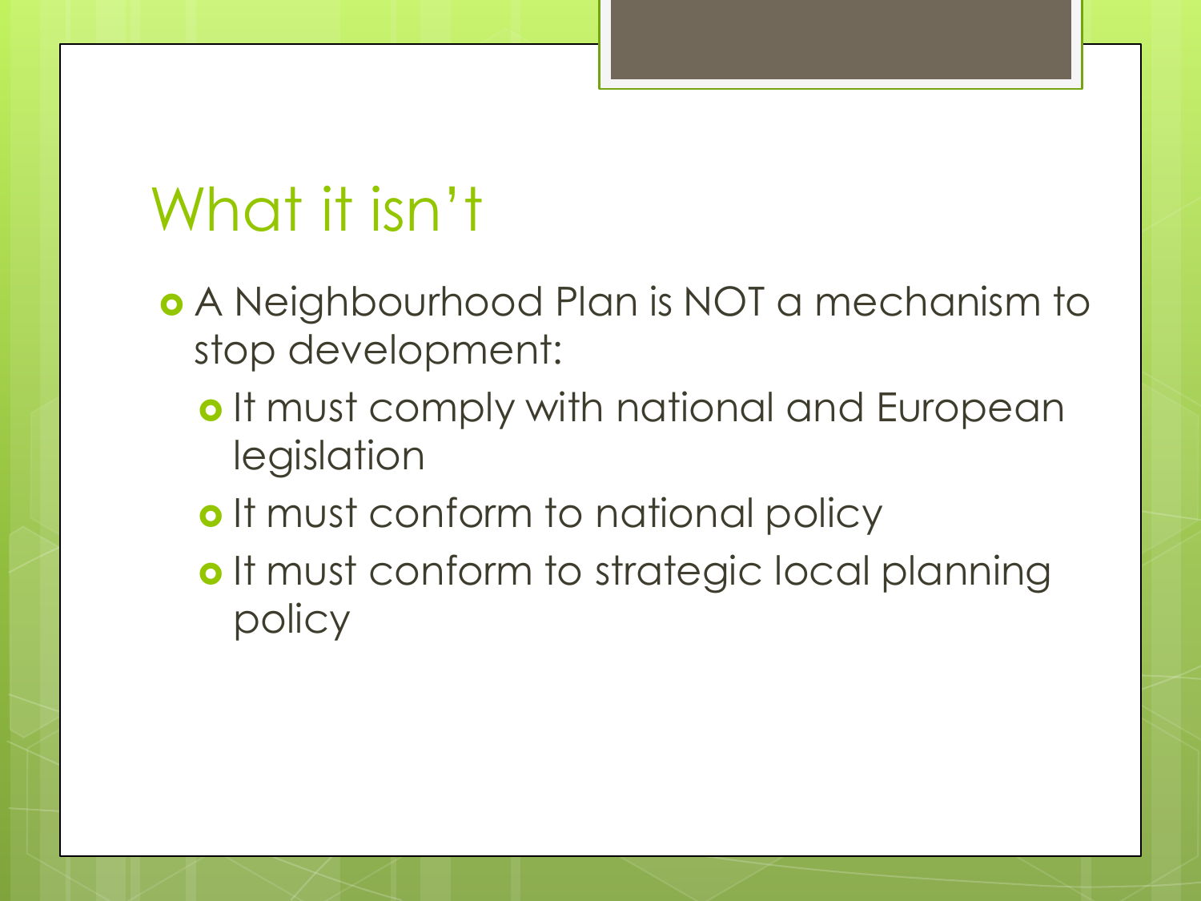# What it isn’t

- A Neighbourhood Plan is NOT a mechanism to stop development:
  - It must comply with national and European legislation
  - It must conform to national policy
  - It must conform to strategic local planning policy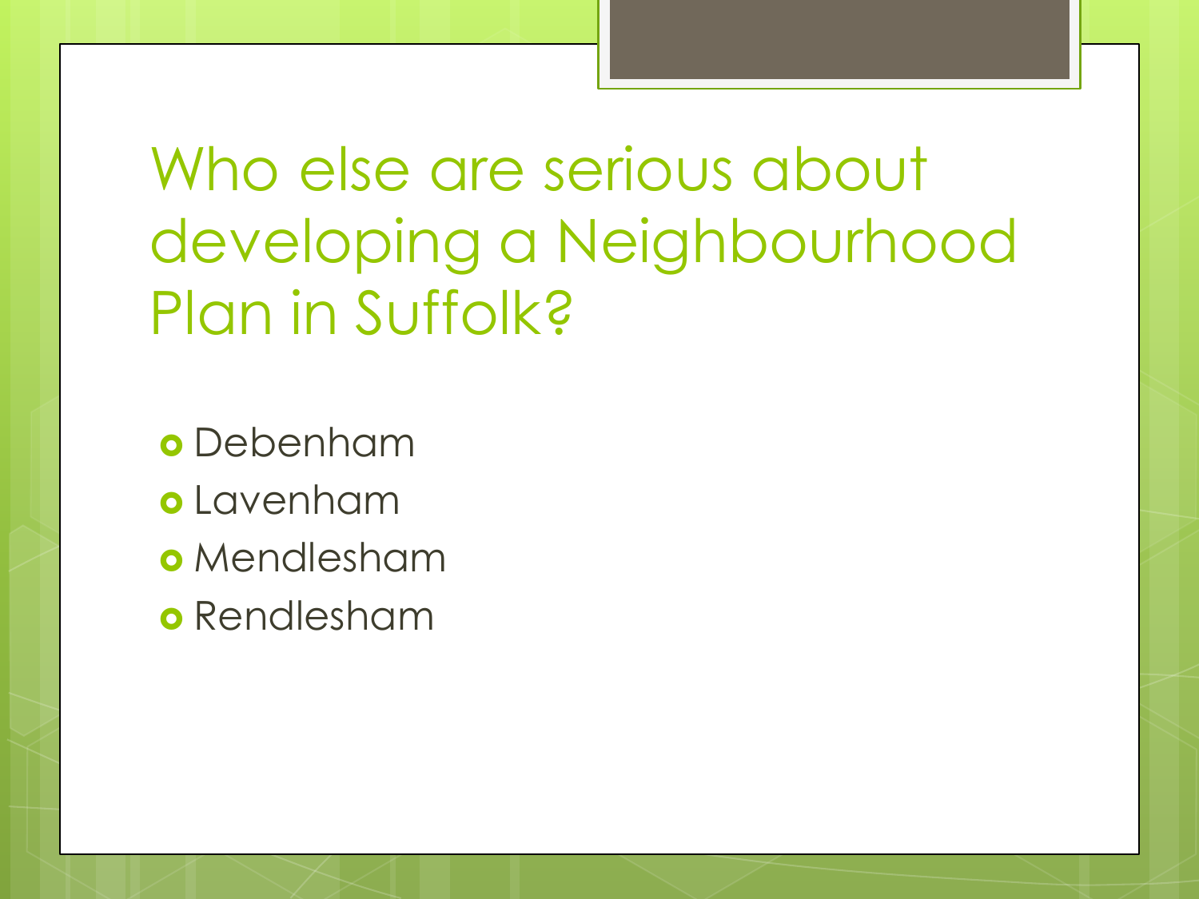# Who else are serious about developing a Neighbourhood Plan in Suffolk?

- Debenham
- Lavenham
- Mendlesham
- Rendlesham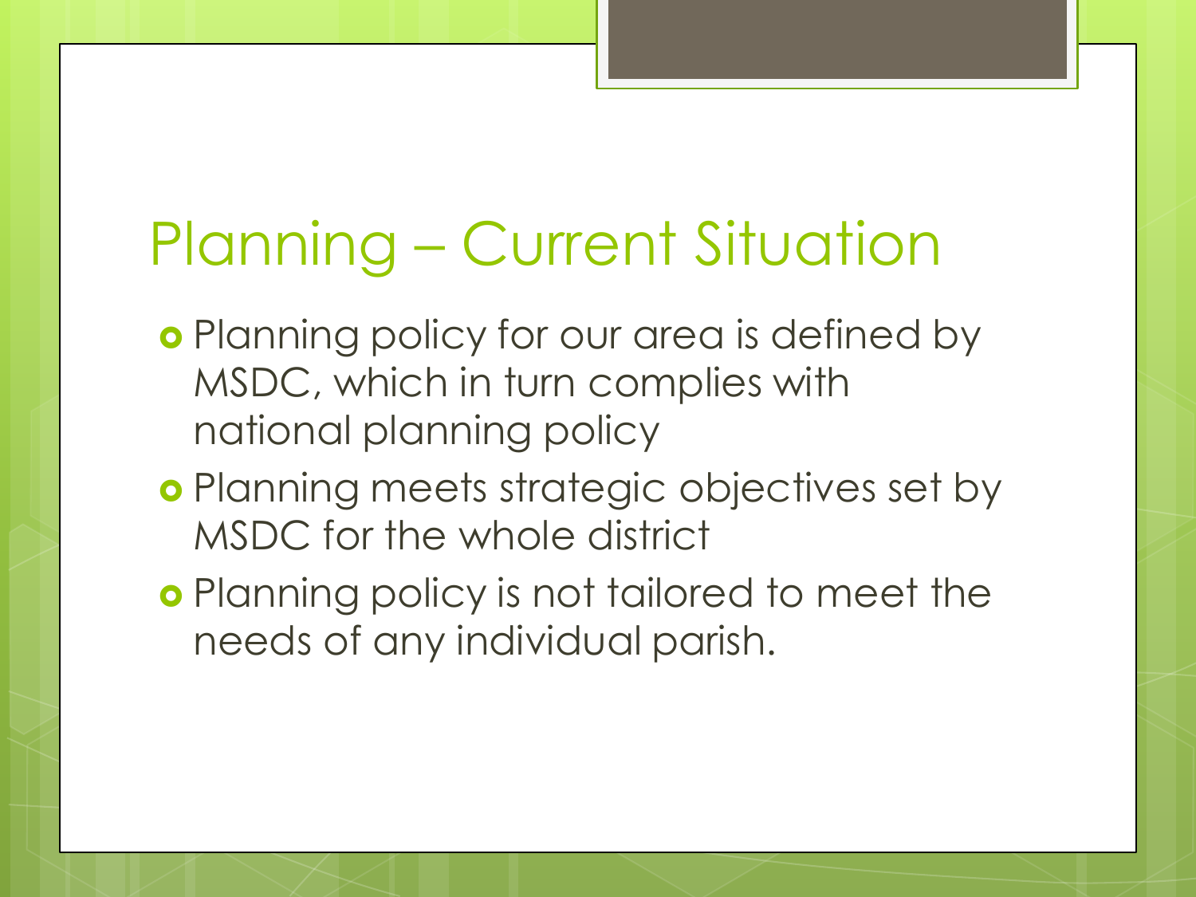# Planning – Current Situation

- Planning policy for our area is defined by MSDC, which in turn complies with national planning policy
- Planning meets strategic objectives set by MSDC for the whole district
- Planning policy is not tailored to meet the needs of any individual parish.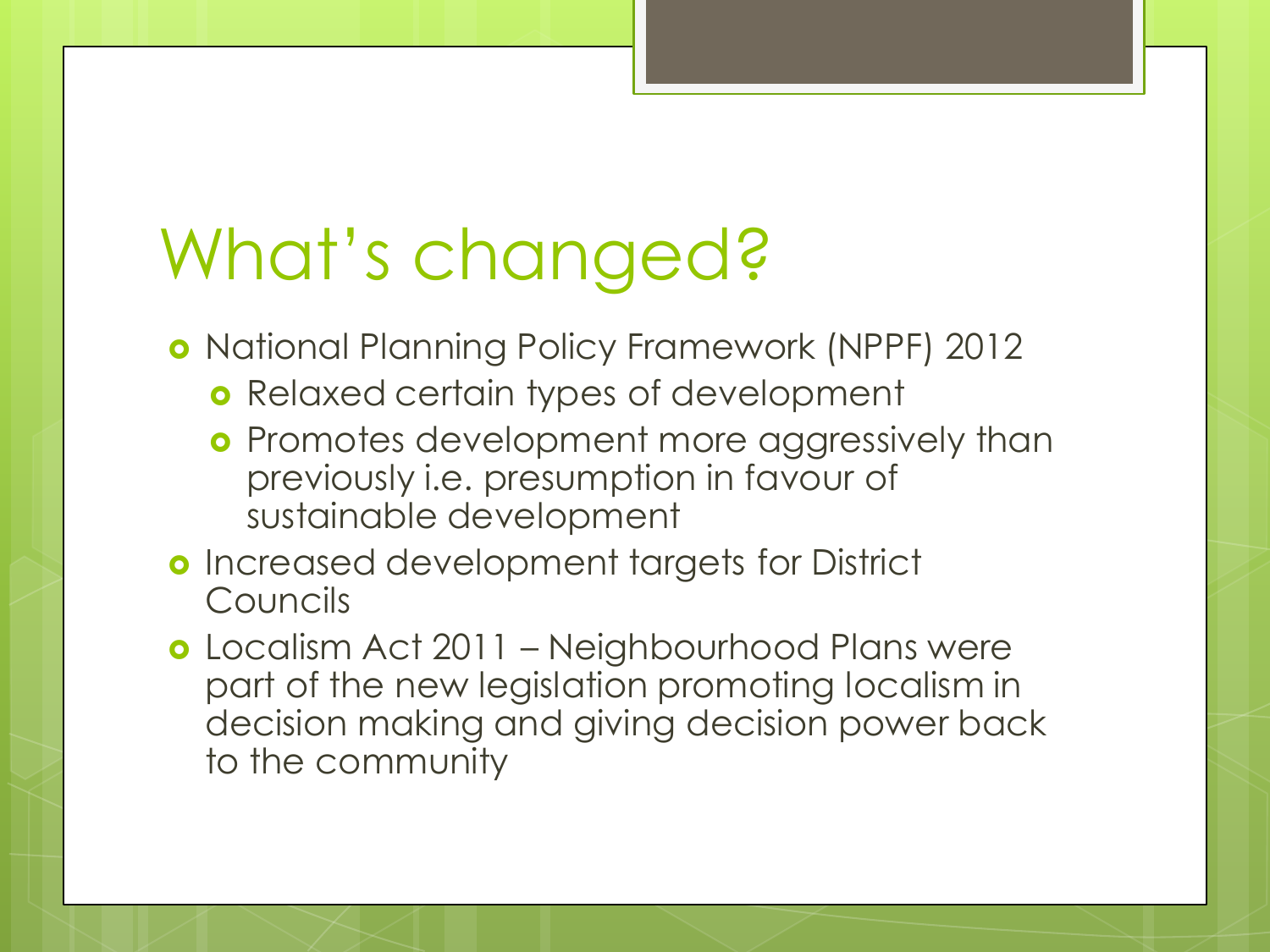# What's changed?

- National Planning Policy Framework (NPPF) 2012
  - Relaxed certain types of development
  - Promotes development more aggressively than previously i.e. presumption in favour of sustainable development
- Increased development targets for District Councils
- Localism Act 2011 – Neighbourhood Plans were part of the new legislation promoting localism in decision making and giving decision power back to the community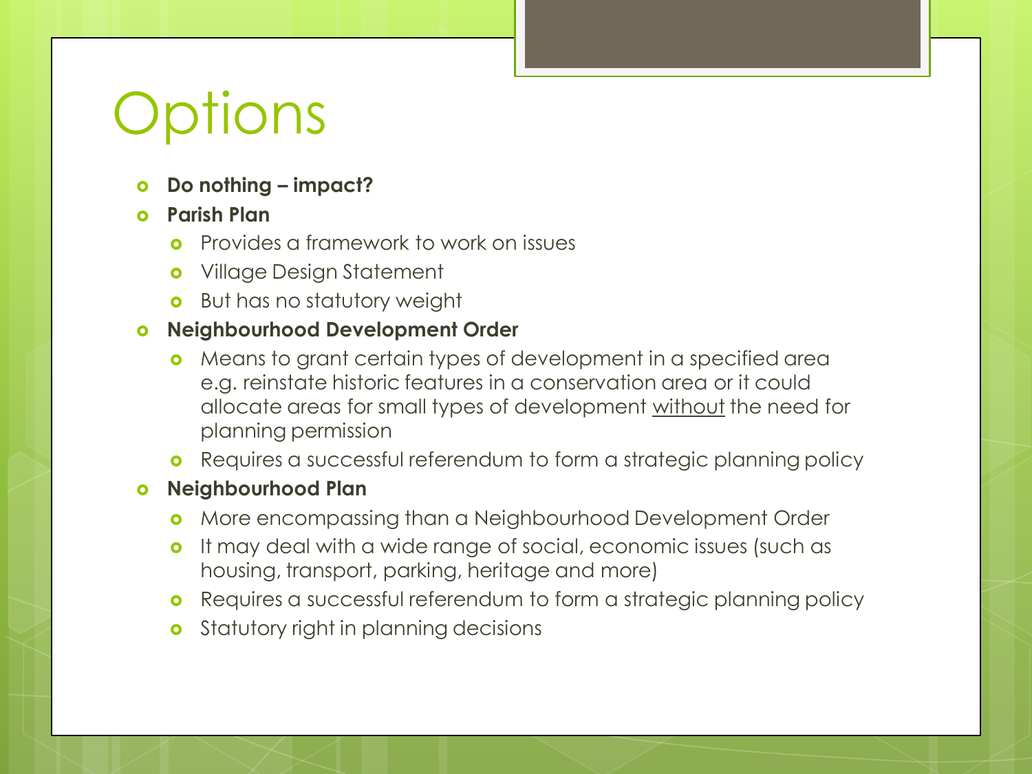# Options

- **Do nothing – impact?**
- **Parish Plan**
  - Provides a framework to work on issues
  - Village Design Statement
  - But has no statutory weight
- **Neighbourhood Development Order**
  - Means to grant certain types of development in a specified area e.g. reinstate historic features in a conservation area or it could allocate areas for small types of development without the need for planning permission
  - Requires a successful referendum to form a strategic planning policy
- **Neighbourhood Plan**
  - More encompassing than a Neighbourhood Development Order
  - It may deal with a wide range of social, economic issues (such as housing, transport, parking, heritage and more)
  - Requires a successful referendum to form a strategic planning policy
  - Statutory right in planning decisions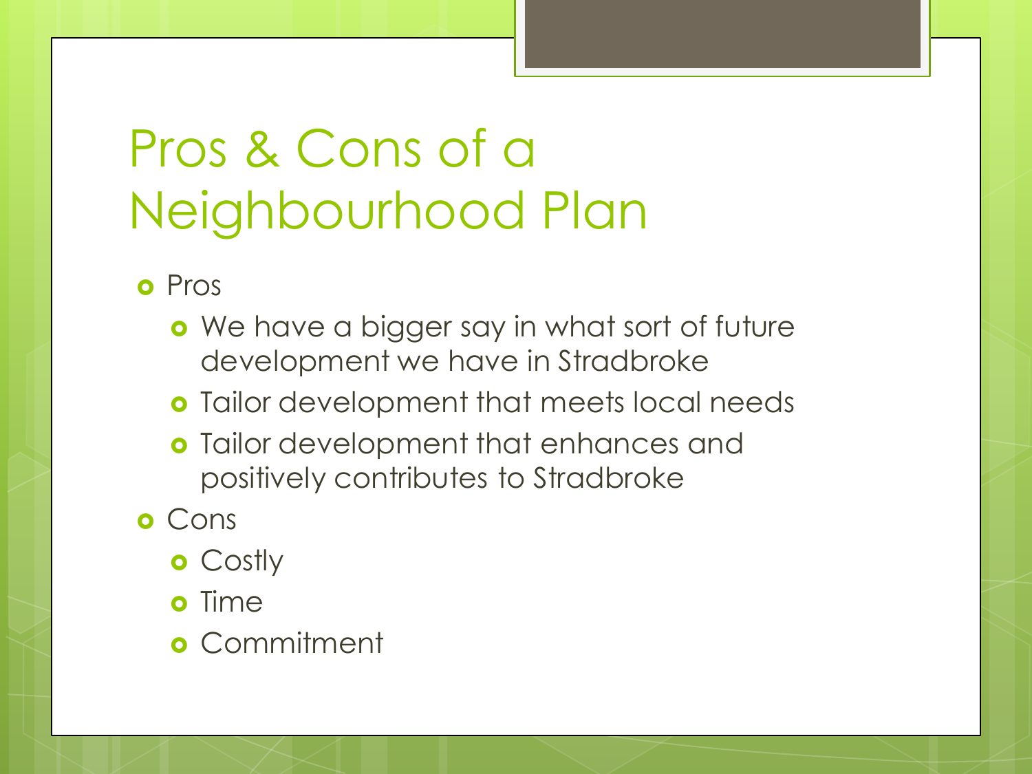# Pros & Cons of a Neighbourhood Plan

- Pros
  - We have a bigger say in what sort of future development we have in Stradbroke
  - Tailor development that meets local needs
  - Tailor development that enhances and positively contributes to Stradbroke
- Cons
  - Costly
  - Time
  - Commitment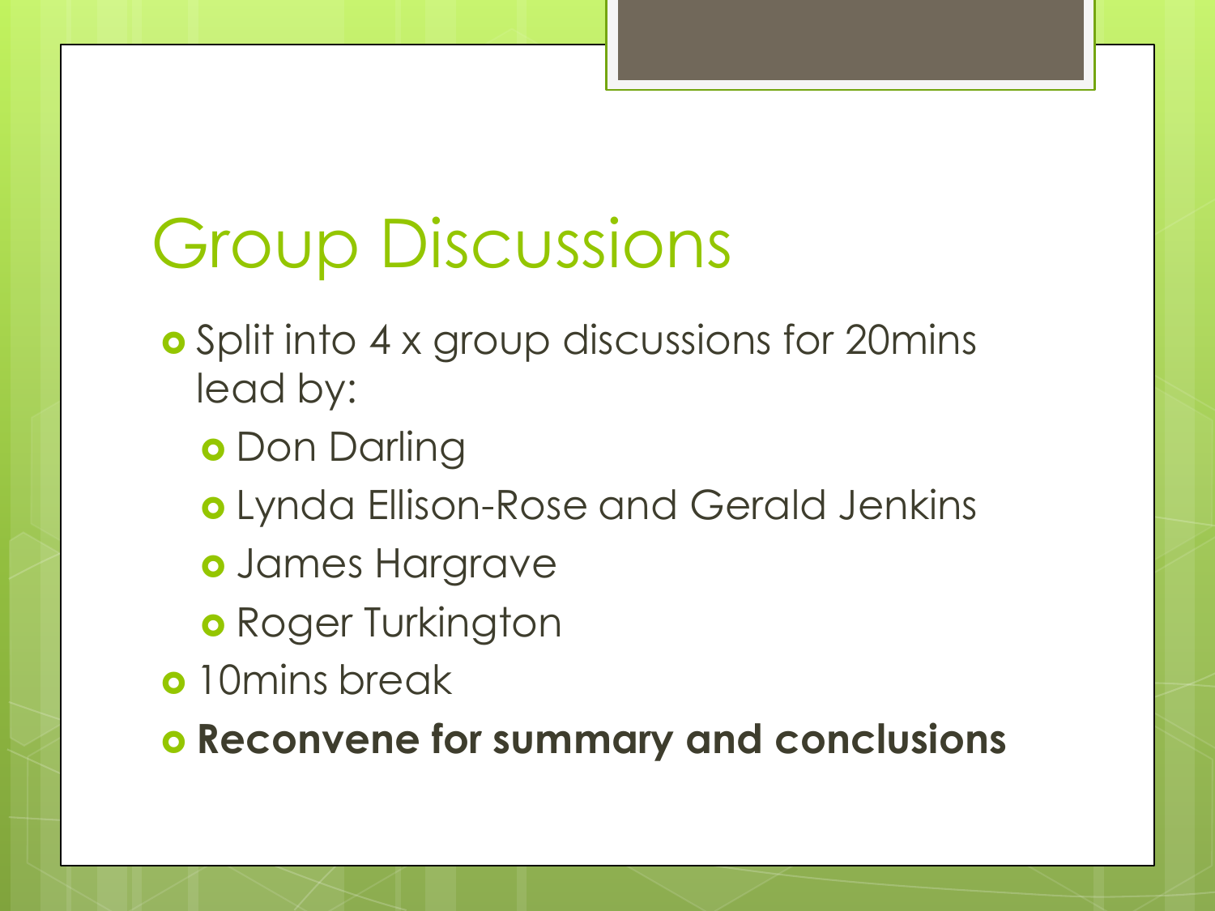# Group Discussions

- Split into 4 x group discussions for 20mins lead by:
  - Don Darling
  - Lynda Ellison-Rose and Gerald Jenkins
  - James Hargrave
  - Roger Turkington
- 10mins break
- **Reconvene for summary and conclusions**